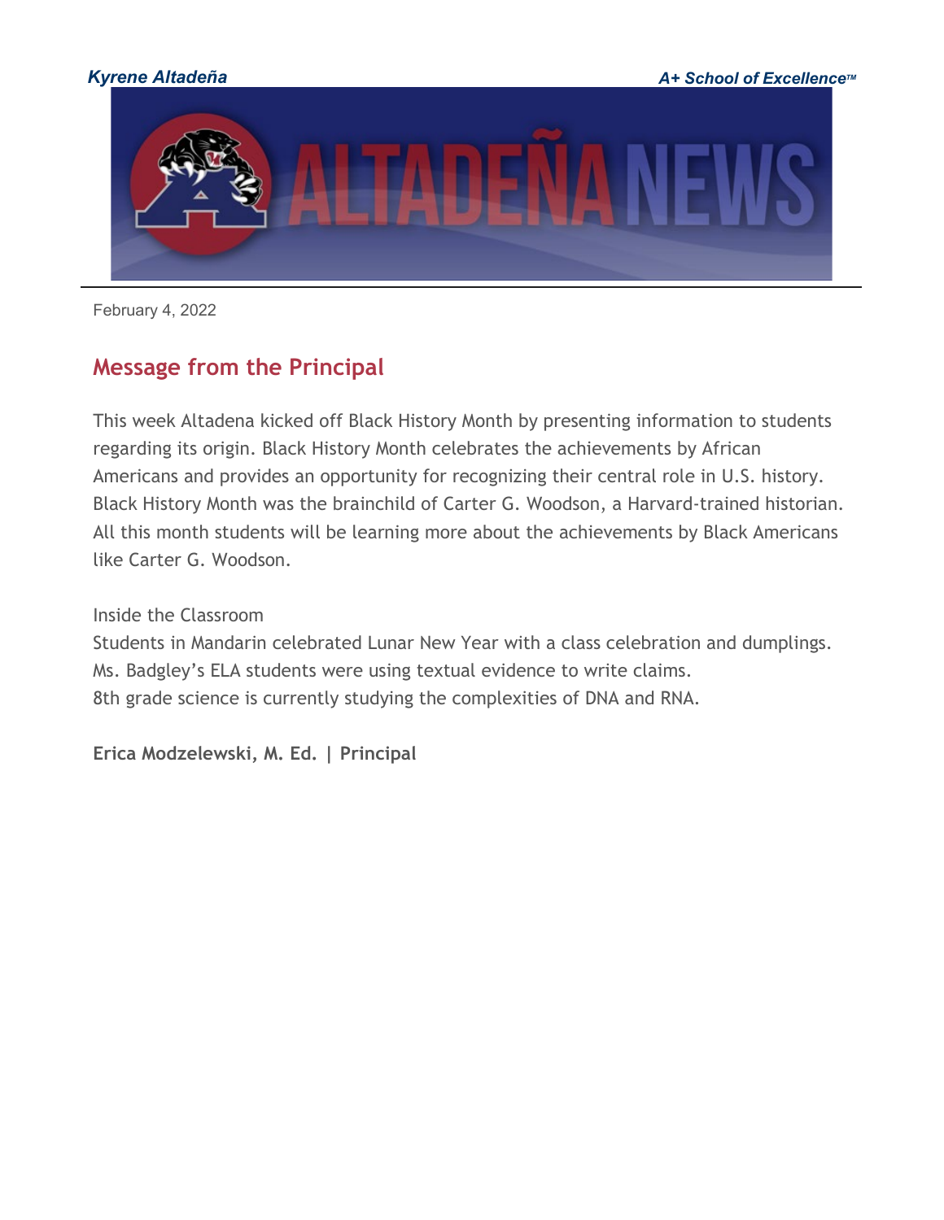*Kyrene Altadeña* *A+ School of Excellence™*

February 4, 2022

## Message from the Principal

This week Altadena kicked off Black History Month by presenting information to students regarding its origin. Black History Month celebrates the achievements by African Americans and provides an opportunity for recognizing their central role in U.S. history. Black History Month was the brainchild of Carter G. Woodson, a Harvard-trained historian. All this month students will be learning more about the achievements by Black Americans like Carter G. Woodson.

Inside the Classroom
Students in Mandarin celebrated Lunar New Year with a class celebration and dumplings.
Ms. Badgley's ELA students were using textual evidence to write claims.
8th grade science is currently studying the complexities of DNA and RNA.

**Erica Modzelewski, M. Ed. | Principal**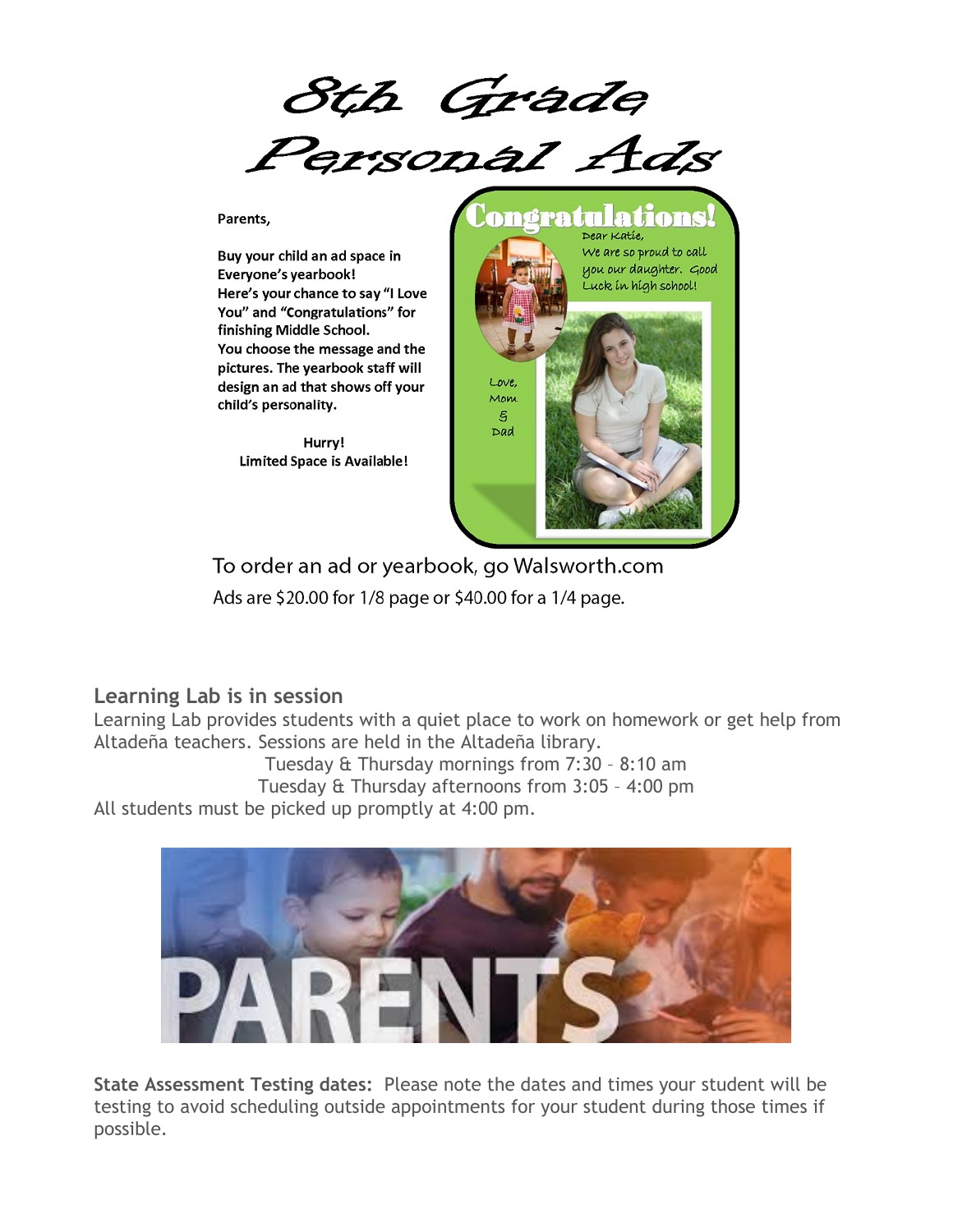# 8th Grade Personal Ads

Parents,

**Buy your child an ad space in Everyone's yearbook!**
**Here's your chance to say "I Love You" and "Congratulations" for finishing Middle School.**
**You choose the message and the pictures. The yearbook staff will design an ad that shows off your child's personality.**

**Hurry!**
**Limited Space is Available!**

Congratulations!
Dear Katie,
We are so proud to call you our daughter. Good Luck in high school!
Love,
Mom
&
Dad

To order an ad or yearbook, go Walsworth.com

Ads are $20.00 for 1/8 page or $40.00 for a 1/4 page.

## Learning Lab is in session

Learning Lab provides students with a quiet place to work on homework or get help from Altadeña teachers. Sessions are held in the Altadeña library.

Tuesday & Thursday mornings from 7:30 – 8:10 am
Tuesday & Thursday afternoons from 3:05 – 4:00 pm

All students must be picked up promptly at 4:00 pm.

PARENTS

**State Assessment Testing dates:** Please note the dates and times your student will be testing to avoid scheduling outside appointments for your student during those times if possible.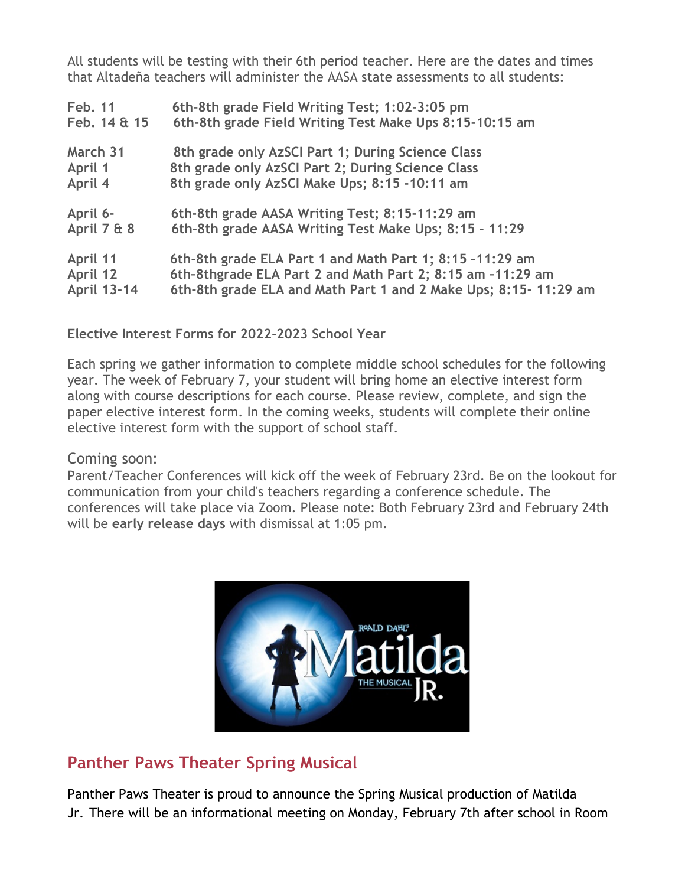All students will be testing with their 6th period teacher. Here are the dates and times that Altadeña teachers will administer the AASA state assessments to all students:

| | |
|---|---|
| **Feb. 11** | **6th-8th grade Field Writing Test; 1:02-3:05 pm** |
| **Feb. 14 & 15** | **6th-8th grade Field Writing Test Make Ups 8:15-10:15 am** |
| **March 31** | **8th grade only AzSCI Part 1; During Science Class** |
| **April 1** | **8th grade only AzSCI Part 2; During Science Class** |
| **April 4** | **8th grade only AzSCI Make Ups; 8:15 -10:11 am** |
| **April 6-** | **6th-8th grade AASA Writing Test; 8:15-11:29 am** |
| **April 7 & 8** | **6th-8th grade AASA Writing Test Make Ups; 8:15 – 11:29** |
| **April 11** | **6th-8th grade ELA Part 1 and Math Part 1; 8:15 -11:29 am** |
| **April 12** | **6th-8thgrade ELA Part 2 and Math Part 2; 8:15 am -11:29 am** |
| **April 13-14** | **6th-8th grade ELA and Math Part 1 and 2 Make Ups; 8:15- 11:29 am** |

**Elective Interest Forms for 2022-2023 School Year**

Each spring we gather information to complete middle school schedules for the following year. The week of February 7, your student will bring home an elective interest form along with course descriptions for each course. Please review, complete, and sign the paper elective interest form. In the coming weeks, students will complete their online elective interest form with the support of school staff.

Coming soon:

Parent/Teacher Conferences will kick off the week of February 23rd. Be on the lookout for communication from your child's teachers regarding a conference schedule. The conferences will take place via Zoom. Please note: Both February 23rd and February 24th will be **early release days** with dismissal at 1:05 pm.

## Panther Paws Theater Spring Musical

Panther Paws Theater is proud to announce the Spring Musical production of Matilda Jr. There will be an informational meeting on Monday, February 7th after school in Room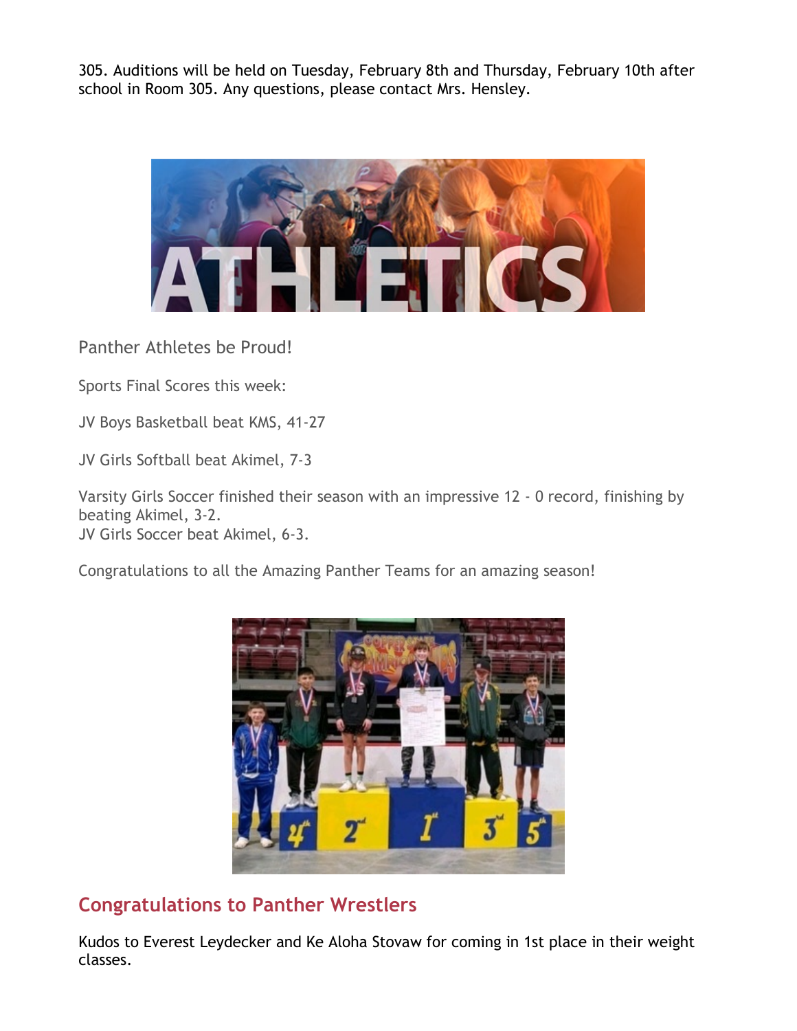305. Auditions will be held on Tuesday, February 8th and Thursday, February 10th after school in Room 305. Any questions, please contact Mrs. Hensley.

Panther Athletes be Proud!

Sports Final Scores this week:

JV Boys Basketball beat KMS, 41-27

JV Girls Softball beat Akimel, 7-3

Varsity Girls Soccer finished their season with an impressive 12 - 0 record, finishing by beating Akimel, 3-2.
JV Girls Soccer beat Akimel, 6-3.

Congratulations to all the Amazing Panther Teams for an amazing season!

## Congratulations to Panther Wrestlers

Kudos to Everest Leydecker and Ke Aloha Stovaw for coming in 1st place in their weight classes.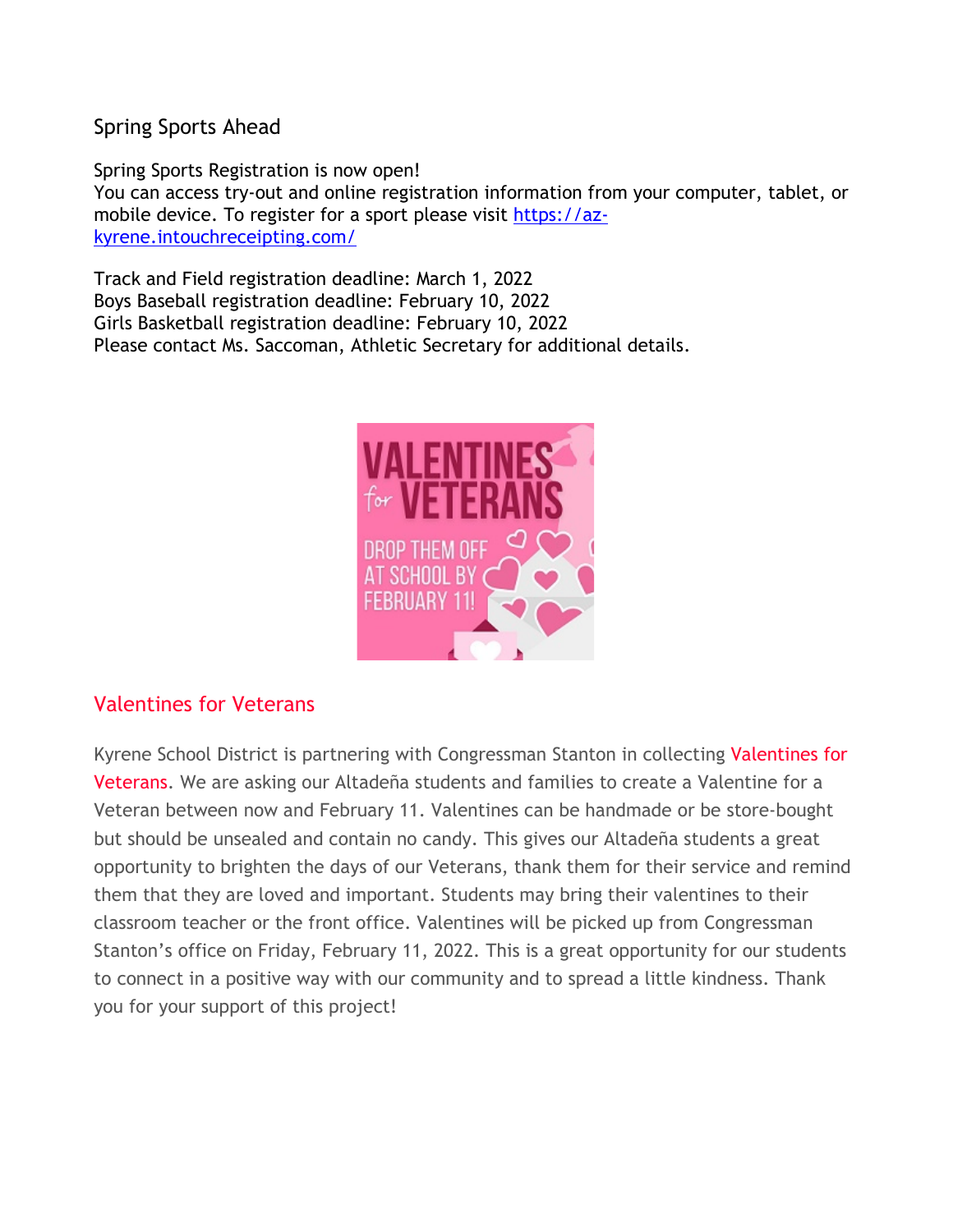## Spring Sports Ahead

Spring Sports Registration is now open!
You can access try-out and online registration information from your computer, tablet, or mobile device. To register for a sport please visit [https://az-kyrene.intouchreceipting.com/](https://az-kyrene.intouchreceipting.com/)

Track and Field registration deadline: March 1, 2022
Boys Baseball registration deadline: February 10, 2022
Girls Basketball registration deadline: February 10, 2022
Please contact Ms. Saccoman, Athletic Secretary for additional details.

## Valentines for Veterans

Kyrene School District is partnering with Congressman Stanton in collecting Valentines for Veterans. We are asking our Altadeña students and families to create a Valentine for a Veteran between now and February 11. Valentines can be handmade or be store-bought but should be unsealed and contain no candy. This gives our Altadeña students a great opportunity to brighten the days of our Veterans, thank them for their service and remind them that they are loved and important. Students may bring their valentines to their classroom teacher or the front office. Valentines will be picked up from Congressman Stanton's office on Friday, February 11, 2022. This is a great opportunity for our students to connect in a positive way with our community and to spread a little kindness. Thank you for your support of this project!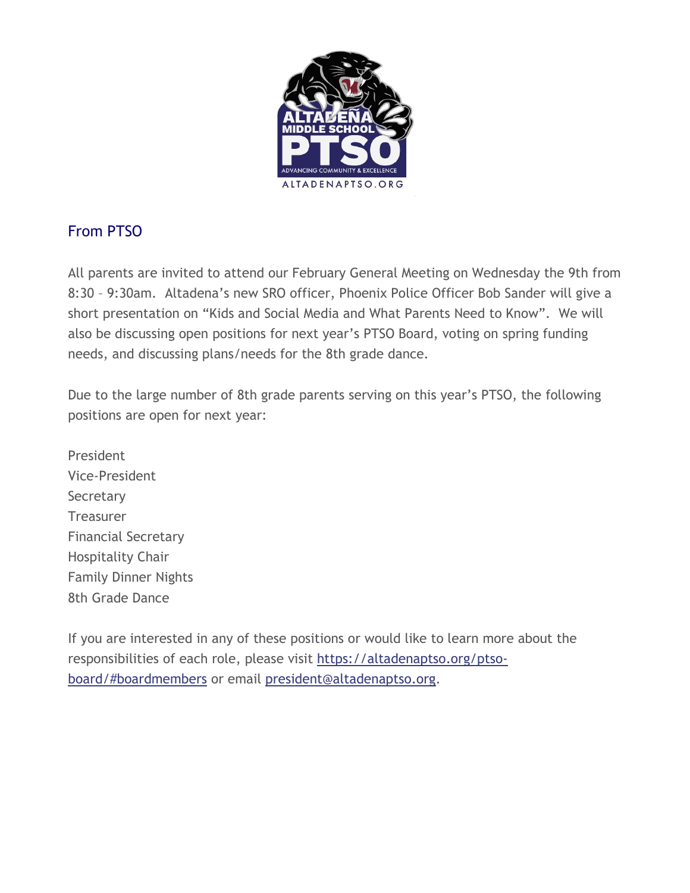## From PTSO

All parents are invited to attend our February General Meeting on Wednesday the 9th from 8:30 – 9:30am. Altadena's new SRO officer, Phoenix Police Officer Bob Sander will give a short presentation on "Kids and Social Media and What Parents Need to Know". We will also be discussing open positions for next year's PTSO Board, voting on spring funding needs, and discussing plans/needs for the 8th grade dance.

Due to the large number of 8th grade parents serving on this year's PTSO, the following positions are open for next year:

President
Vice-President
Secretary
Treasurer
Financial Secretary
Hospitality Chair
Family Dinner Nights
8th Grade Dance

If you are interested in any of these positions or would like to learn more about the responsibilities of each role, please visit [https://altadenaptso.org/ptso-board/#boardmembers](https://altadenaptso.org/ptso-board/#boardmembers) or email [president@altadenaptso.org](mailto:president@altadenaptso.org).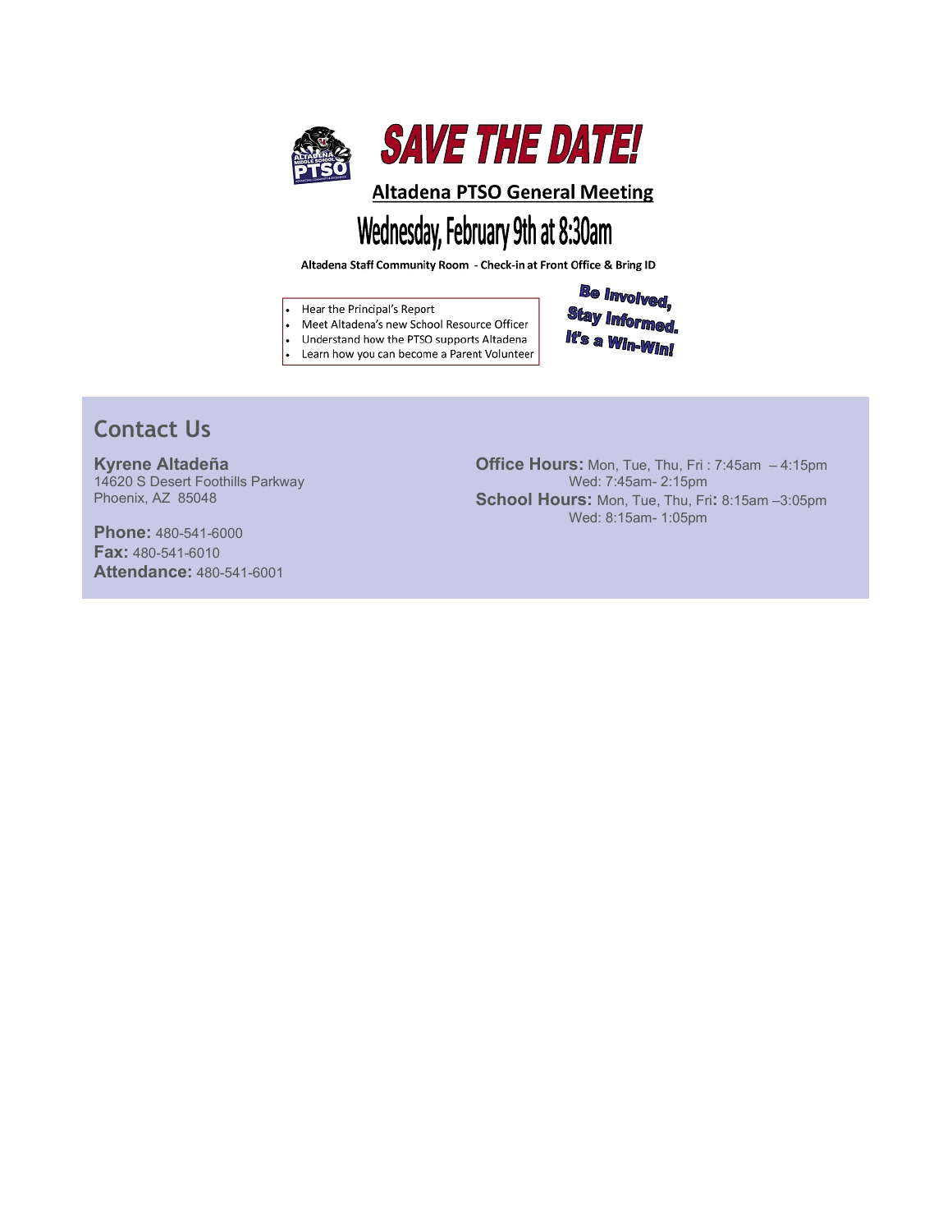# SAVE THE DATE!

**Altadena PTSO General Meeting**

## Wednesday, February 9th at 8:30am

**Altadena Staff Community Room - Check-in at Front Office & Bring ID**

- Hear the Principal's Report
- Meet Altadena's new School Resource Officer
- Understand how the PTSO supports Altadena
- Learn how you can become a Parent Volunteer

**Be Involved, Stay Informed. It's a Win-Win!**

## Contact Us

**Kyrene Altadeña**
14620 S Desert Foothills Parkway
Phoenix, AZ 85048

**Phone:** 480-541-6000
**Fax:** 480-541-6010
**Attendance:** 480-541-6001

**Office Hours:** Mon, Tue, Thu, Fri : 7:45am – 4:15pm
Wed: 7:45am- 2:15pm
**School Hours:** Mon, Tue, Thu, Fri**:** 8:15am –3:05pm
Wed: 8:15am- 1:05pm